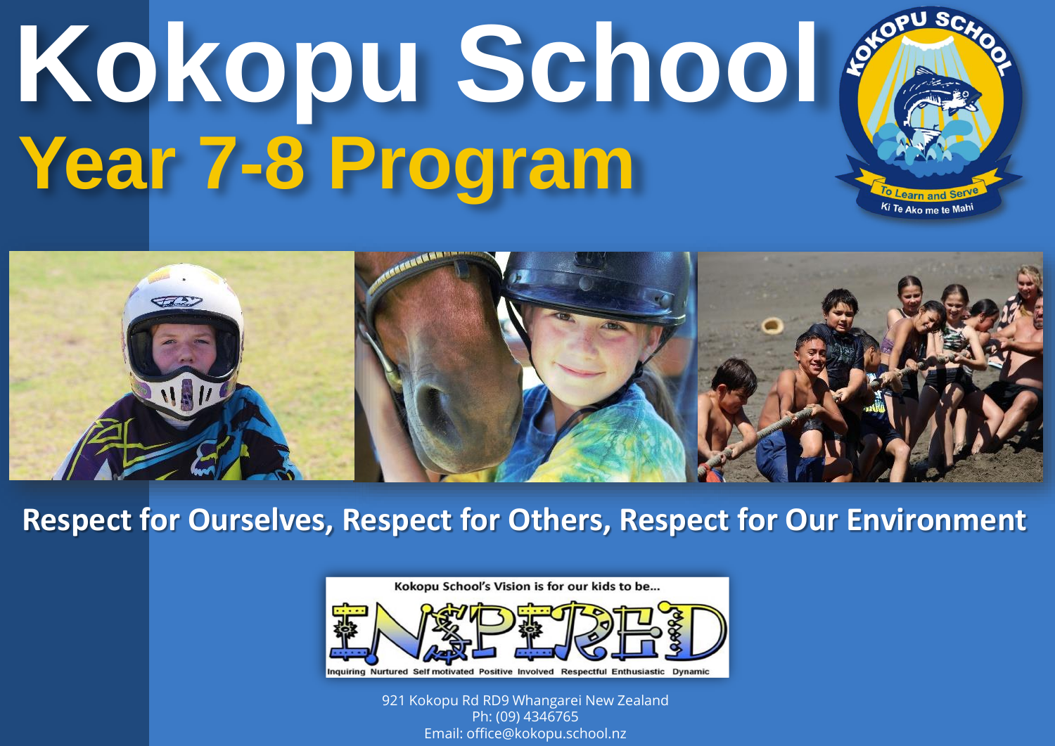# Kokopu School

## Year 7-8 Program

**Respect for Ourselves, Respect for Others, Respect for Our Environment**

Kokopu School's Vision is for our kids to be...

INSPIRED

Inquiring Nurtured Self motivated Positive Involved Respectful Enthusiastic Dynamic

921 Kokopu Rd RD9 Whangarei New Zealand
Ph: (09) 4346765
Email: office@kokopu.school.nz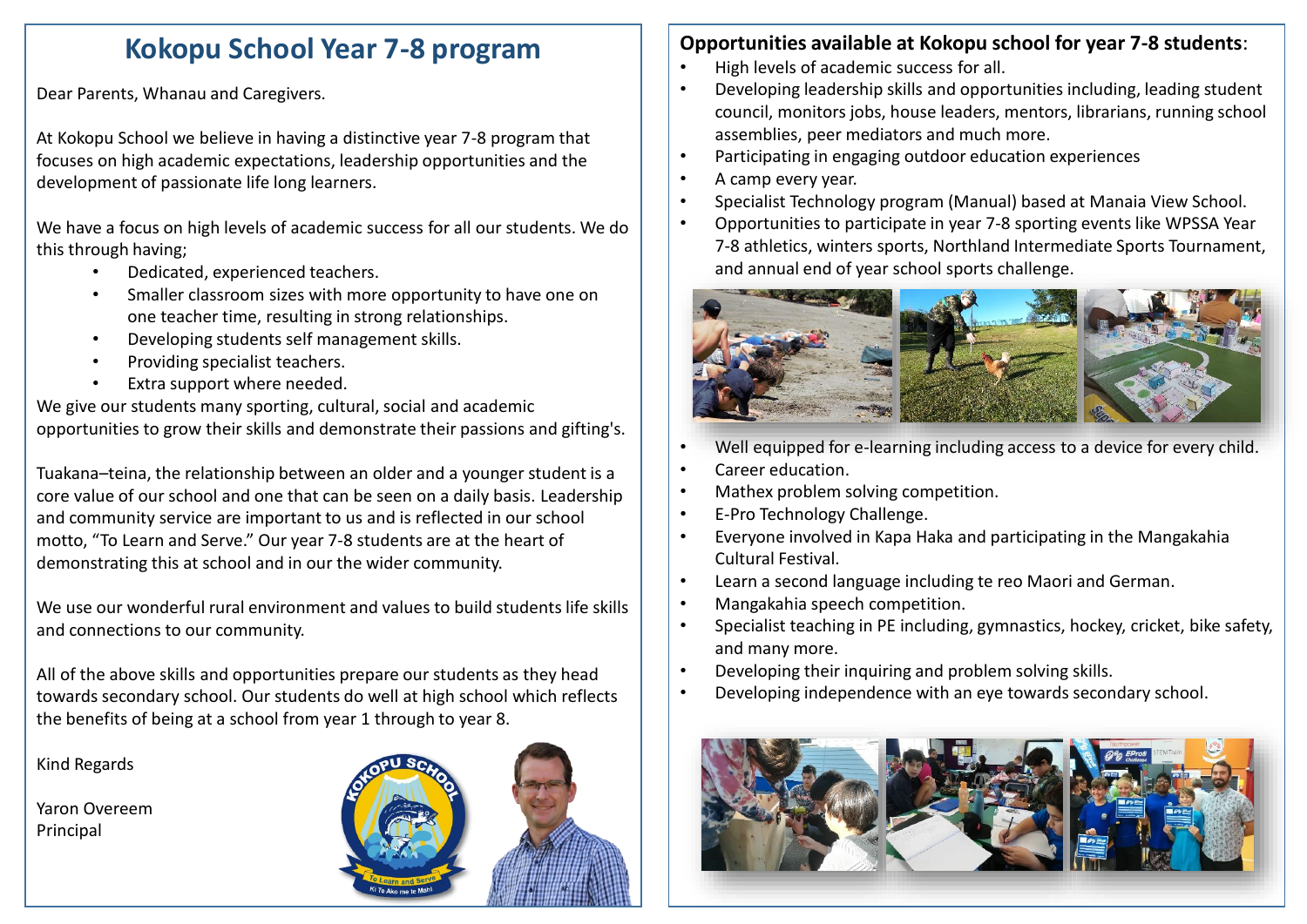# Kokopu School Year 7-8 program

Dear Parents, Whanau and Caregivers.

At Kokopu School we believe in having a distinctive year 7-8 program that focuses on high academic expectations, leadership opportunities and the development of passionate life long learners.

We have a focus on high levels of academic success for all our students. We do this through having;

- Dedicated, experienced teachers.
- Smaller classroom sizes with more opportunity to have one on one teacher time, resulting in strong relationships.
- Developing students self management skills.
- Providing specialist teachers.
- Extra support where needed.

We give our students many sporting, cultural, social and academic opportunities to grow their skills and demonstrate their passions and gifting's.

Tuakana–teina, the relationship between an older and a younger student is a core value of our school and one that can be seen on a daily basis. Leadership and community service are important to us and is reflected in our school motto, "To Learn and Serve." Our year 7-8 students are at the heart of demonstrating this at school and in our the wider community.

We use our wonderful rural environment and values to build students life skills and connections to our community.

All of the above skills and opportunities prepare our students as they head towards secondary school. Our students do well at high school which reflects the benefits of being at a school from year 1 through to year 8.

Kind Regards

Yaron Overeem
Principal

**Opportunities available at Kokopu school for year 7-8 students**:

- High levels of academic success for all.
- Developing leadership skills and opportunities including, leading student council, monitors jobs, house leaders, mentors, librarians, running school assemblies, peer mediators and much more.
- Participating in engaging outdoor education experiences
- A camp every year.
- Specialist Technology program (Manual) based at Manaia View School.
- Opportunities to participate in year 7-8 sporting events like WPSSA Year 7-8 athletics, winters sports, Northland Intermediate Sports Tournament, and annual end of year school sports challenge.
- Well equipped for e-learning including access to a device for every child.
- Career education.
- Mathex problem solving competition.
- E-Pro Technology Challenge.
- Everyone involved in Kapa Haka and participating in the Mangakahia Cultural Festival.
- Learn a second language including te reo Maori and German.
- Mangakahia speech competition.
- Specialist teaching in PE including, gymnastics, hockey, cricket, bike safety, and many more.
- Developing their inquiring and problem solving skills.
- Developing independence with an eye towards secondary school.